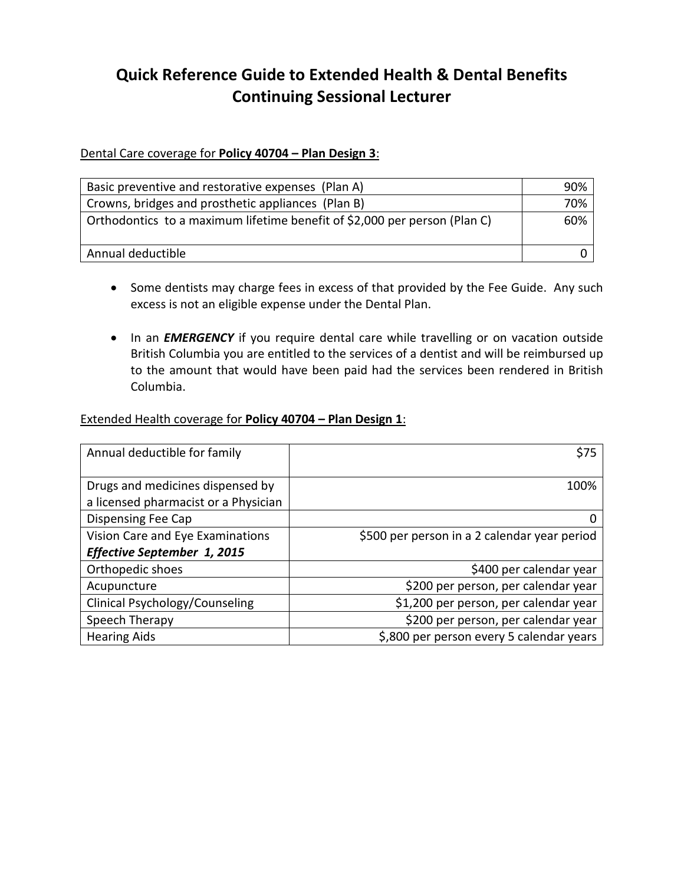# Quick Reference Guide to Extended Health & Dental Benefits
# Continuing Sessional Lecturer

Dental Care coverage for **Policy 40704 – Plan Design 3**:

| | |
|---|---|
| Basic preventive and restorative expenses (Plan A) | 90% |
| Crowns, bridges and prosthetic appliances (Plan B) | 70% |
| Orthodontics to a maximum lifetime benefit of $2,000 per person (Plan C) | 60% |
| Annual deductible | 0 |

- Some dentists may charge fees in excess of that provided by the Fee Guide. Any such excess is not an eligible expense under the Dental Plan.
- In an ***EMERGENCY*** if you require dental care while travelling or on vacation outside British Columbia you are entitled to the services of a dentist and will be reimbursed up to the amount that would have been paid had the services been rendered in British Columbia.

Extended Health coverage for **Policy 40704 – Plan Design 1**:

| | |
|---|---|
| Annual deductible for family | $75 |
| Drugs and medicines dispensed by a licensed pharmacist or a Physician | 100% |
| Dispensing Fee Cap | 0 |
| Vision Care and Eye Examinations ***Effective September 1, 2015*** | $500 per person in a 2 calendar year period |
| Orthopedic shoes | $400 per calendar year |
| Acupuncture | $200 per person, per calendar year |
| Clinical Psychology/Counseling | $1,200 per person, per calendar year |
| Speech Therapy | $200 per person, per calendar year |
| Hearing Aids | $,800 per person every 5 calendar years |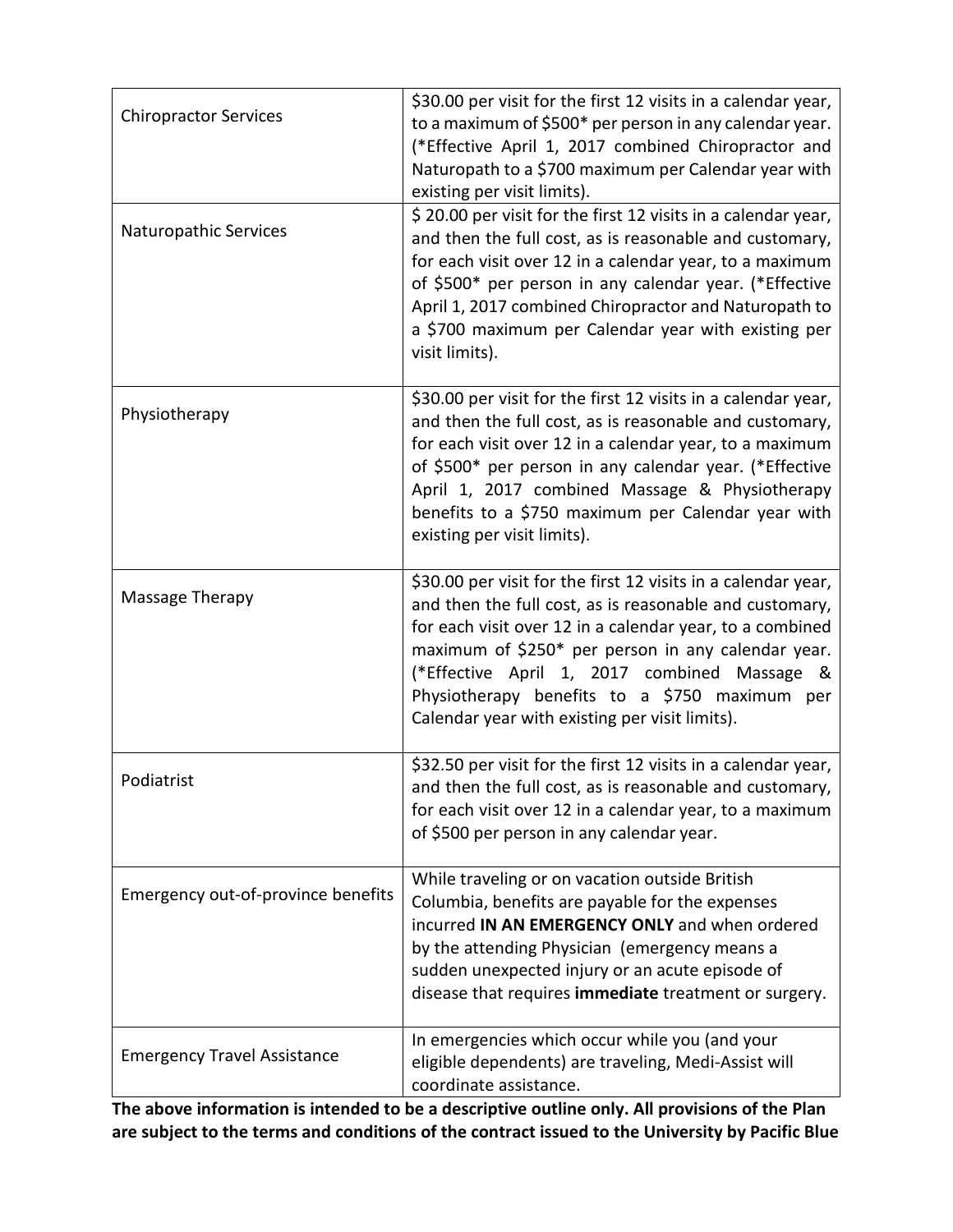| | |
|---|---|
| Chiropractor Services | $30.00 per visit for the first 12 visits in a calendar year, to a maximum of $500* per person in any calendar year. (*Effective April 1, 2017 combined Chiropractor and Naturopath to a $700 maximum per Calendar year with existing per visit limits). |
| Naturopathic Services | $ 20.00 per visit for the first 12 visits in a calendar year, and then the full cost, as is reasonable and customary, for each visit over 12 in a calendar year, to a maximum of $500* per person in any calendar year. (*Effective April 1, 2017 combined Chiropractor and Naturopath to a $700 maximum per Calendar year with existing per visit limits). |
| Physiotherapy | $30.00 per visit for the first 12 visits in a calendar year, and then the full cost, as is reasonable and customary, for each visit over 12 in a calendar year, to a maximum of $500* per person in any calendar year. (*Effective April 1, 2017 combined Massage & Physiotherapy benefits to a $750 maximum per Calendar year with existing per visit limits). |
| Massage Therapy | $30.00 per visit for the first 12 visits in a calendar year, and then the full cost, as is reasonable and customary, for each visit over 12 in a calendar year, to a combined maximum of $250* per person in any calendar year. (*Effective April 1, 2017 combined Massage & Physiotherapy benefits to a $750 maximum per Calendar year with existing per visit limits). |
| Podiatrist | $32.50 per visit for the first 12 visits in a calendar year, and then the full cost, as is reasonable and customary, for each visit over 12 in a calendar year, to a maximum of $500 per person in any calendar year. |
| Emergency out-of-province benefits | While traveling or on vacation outside British Columbia, benefits are payable for the expenses incurred **IN AN EMERGENCY ONLY** and when ordered by the attending Physician (emergency means a sudden unexpected injury or an acute episode of disease that requires **immediate** treatment or surgery. |
| Emergency Travel Assistance | In emergencies which occur while you (and your eligible dependents) are traveling, Medi-Assist will coordinate assistance. |

**The above information is intended to be a descriptive outline only. All provisions of the Plan are subject to the terms and conditions of the contract issued to the University by Pacific Blue**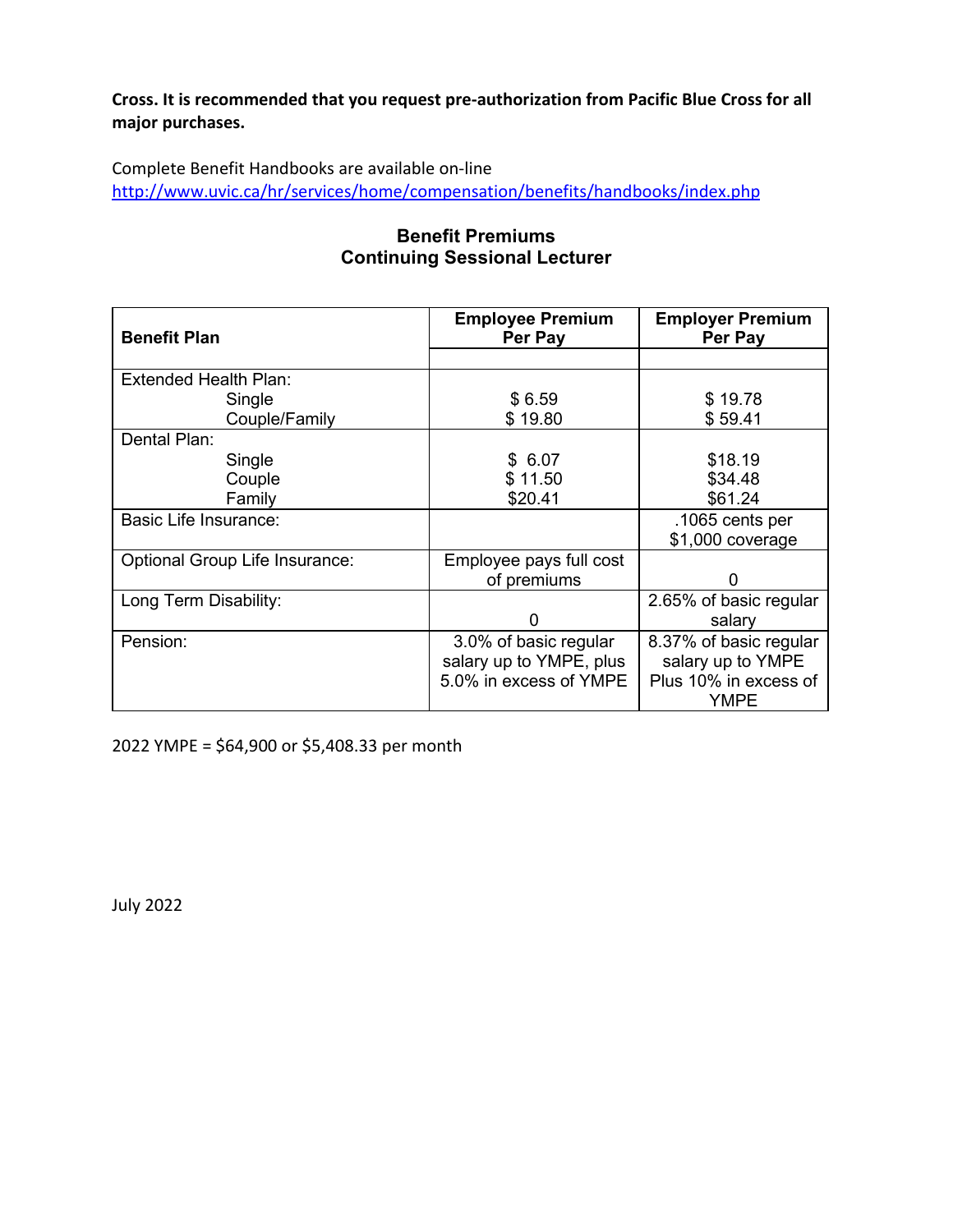**Cross. It is recommended that you request pre-authorization from Pacific Blue Cross for all major purchases.**

Complete Benefit Handbooks are available on-line
http://www.uvic.ca/hr/services/home/compensation/benefits/handbooks/index.php

## Benefit Premiums
## Continuing Sessional Lecturer

| Benefit Plan | Employee Premium Per Pay | Employer Premium Per Pay |
|---|---|---|
| Extended Health Plan: | | |
| Single | $ 6.59 | $ 19.78 |
| Couple/Family | $ 19.80 | $ 59.41 |
| Dental Plan: | | |
| Single | $ 6.07 | $18.19 |
| Couple | $ 11.50 | $34.48 |
| Family | $20.41 | $61.24 |
| Basic Life Insurance: | | .1065 cents per $1,000 coverage |
| Optional Group Life Insurance: | Employee pays full cost of premiums | 0 |
| Long Term Disability: | 0 | 2.65% of basic regular salary |
| Pension: | 3.0% of basic regular salary up to YMPE, plus 5.0% in excess of YMPE | 8.37% of basic regular salary up to YMPE Plus 10% in excess of YMPE |

2022 YMPE = $64,900 or $5,408.33 per month

July 2022